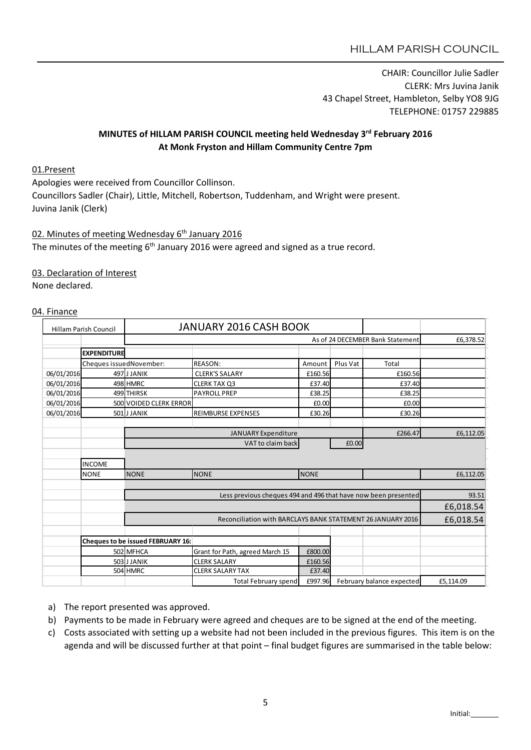HILLAM PARISH COUNCIL

CHAIR: Councillor Julie Sadler
CLERK: Mrs Juvina Janik
43 Chapel Street, Hambleton, Selby YO8 9JG
TELEPHONE: 01757 229885

**MINUTES of HILLAM PARISH COUNCIL meeting held Wednesday 3rd February 2016**
**At Monk Fryston and Hillam Community Centre 7pm**

01.Present

Apologies were received from Councillor Collinson.
Councillors Sadler (Chair), Little, Mitchell, Robertson, Tuddenham, and Wright were present.
Juvina Janik (Clerk)

02. Minutes of meeting Wednesday 6th January 2016

The minutes of the meeting 6th January 2016 were agreed and signed as a true record.

03. Declaration of Interest

None declared.

04. Finance

| Hillam Parish Council | | JANUARY 2016 CASH BOOK | | | | |
|---|---|---|---|---|---|---|
| | | | | | As of 24 DECEMBER Bank Statement | £6,378.52 |
| | **EXPENDITURE** | | | | | |
| | Cheques issuedNovember: | REASON: | Amount | Plus Vat | Total | |
| 06/01/2016 | 497 J JANIK | CLERK'S SALARY | £160.56 | | £160.56 | |
| 06/01/2016 | 498 HMRC | CLERK TAX Q3 | £37.40 | | £37.40 | |
| 06/01/2016 | 499 THIRSK | PAYROLL PREP | £38.25 | | £38.25 | |
| 06/01/2016 | 500 VOIDED CLERK ERROR | | £0.00 | | £0.00 | |
| 06/01/2016 | 501 J JANIK | REIMBURSE EXPENSES | £30.26 | | £30.26 | |
| | | JANUARY Expenditure | | | £266.47 | £6,112.05 |
| | | VAT to claim back | | £0.00 | | |
| | INCOME | | | | | |
| | NONE | NONE | NONE | | | £6,112.05 |
| | | Less previous cheques 494 and 496 that have now been presented | | | | 93.51 |
| | | | | | | £6,018.54 |
| | | Reconciliation with BARCLAYS BANK STATEMENT 26 JANUARY 2016 | | | | £6,018.54 |
| | **Cheques to be issued FEBRUARY 16:** | | | | | |
| | 502 MFHCA | Grant for Path, agreed March 15 | £800.00 | | | |
| | 503 J JANIK | CLERK SALARY | £160.56 | | | |
| | 504 HMRC | CLERK SALARY TAX | £37.40 | | | |
| | | Total February spend | £997.96 | February balance expected | | £5,114.09 |

a) The report presented was approved.
b) Payments to be made in February were agreed and cheques are to be signed at the end of the meeting.
c) Costs associated with setting up a website had not been included in the previous figures. This item is on the agenda and will be discussed further at that point – final budget figures are summarised in the table below:

Initial:_______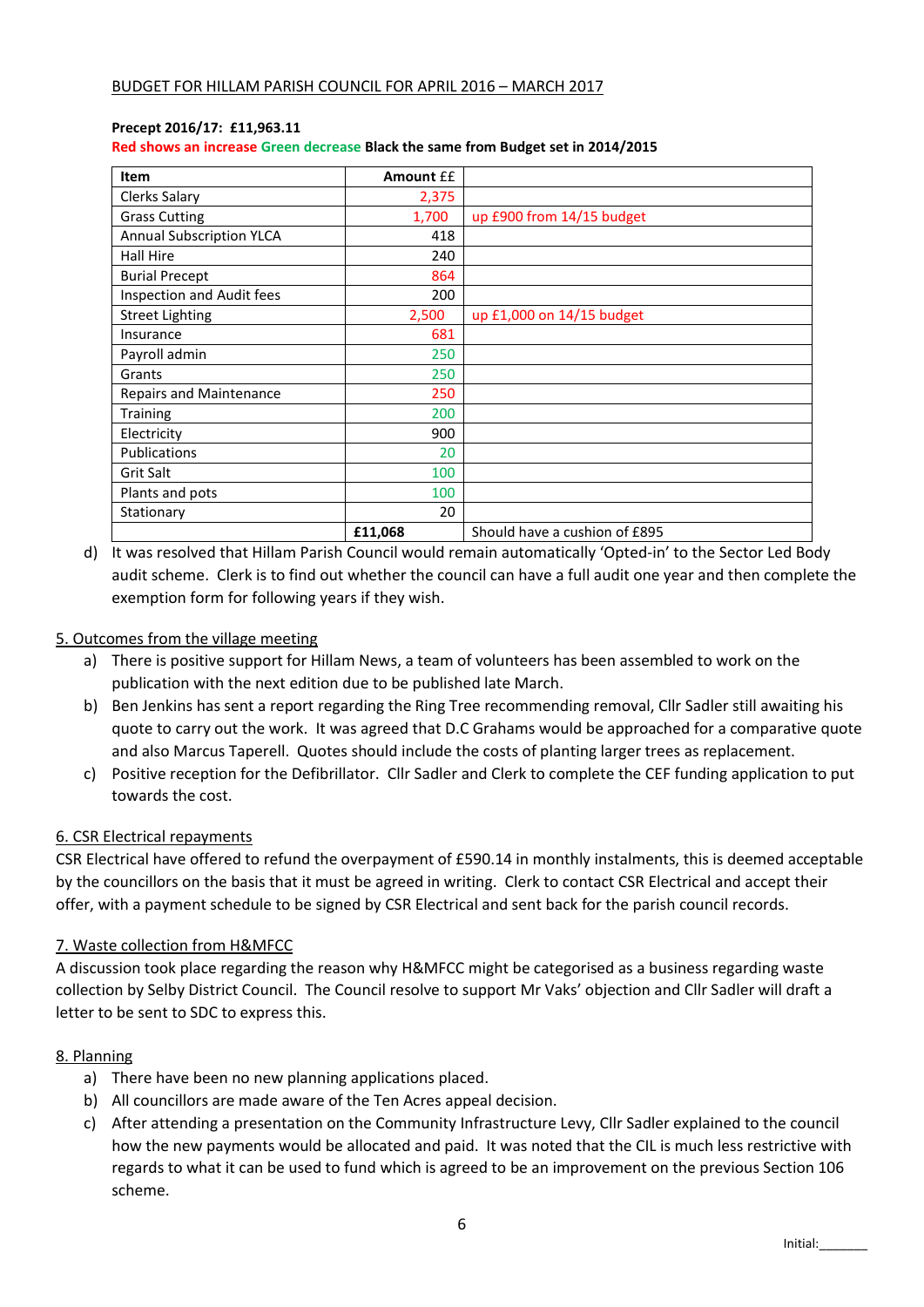BUDGET FOR HILLAM PARISH COUNCIL FOR APRIL 2016 – MARCH 2017

**Precept 2016/17: £11,963.11**

**Red shows an increase Green decrease Black the same from Budget set in 2014/2015**

| Item | Amount ££ | |
|---|---|---|
| Clerks Salary | 2,375 | |
| Grass Cutting | 1,700 | up £900 from 14/15 budget |
| Annual Subscription YLCA | 418 | |
| Hall Hire | 240 | |
| Burial Precept | 864 | |
| Inspection and Audit fees | 200 | |
| Street Lighting | 2,500 | up £1,000 on 14/15 budget |
| Insurance | 681 | |
| Payroll admin | 250 | |
| Grants | 250 | |
| Repairs and Maintenance | 250 | |
| Training | 200 | |
| Electricity | 900 | |
| Publications | 20 | |
| Grit Salt | 100 | |
| Plants and pots | 100 | |
| Stationary | 20 | |
| | **£11,068** | Should have a cushion of £895 |

d) It was resolved that Hillam Parish Council would remain automatically 'Opted-in' to the Sector Led Body audit scheme. Clerk is to find out whether the council can have a full audit one year and then complete the exemption form for following years if they wish.

5. Outcomes from the village meeting

a) There is positive support for Hillam News, a team of volunteers has been assembled to work on the publication with the next edition due to be published late March.
b) Ben Jenkins has sent a report regarding the Ring Tree recommending removal, Cllr Sadler still awaiting his quote to carry out the work. It was agreed that D.C Grahams would be approached for a comparative quote and also Marcus Taperell. Quotes should include the costs of planting larger trees as replacement.
c) Positive reception for the Defibrillator. Cllr Sadler and Clerk to complete the CEF funding application to put towards the cost.

6. CSR Electrical repayments

CSR Electrical have offered to refund the overpayment of £590.14 in monthly instalments, this is deemed acceptable by the councillors on the basis that it must be agreed in writing. Clerk to contact CSR Electrical and accept their offer, with a payment schedule to be signed by CSR Electrical and sent back for the parish council records.

7. Waste collection from H&MFCC

A discussion took place regarding the reason why H&MFCC might be categorised as a business regarding waste collection by Selby District Council. The Council resolve to support Mr Vaks' objection and Cllr Sadler will draft a letter to be sent to SDC to express this.

8. Planning

a) There have been no new planning applications placed.
b) All councillors are made aware of the Ten Acres appeal decision.
c) After attending a presentation on the Community Infrastructure Levy, Cllr Sadler explained to the council how the new payments would be allocated and paid. It was noted that the CIL is much less restrictive with regards to what it can be used to fund which is agreed to be an improvement on the previous Section 106 scheme.

Initial:_______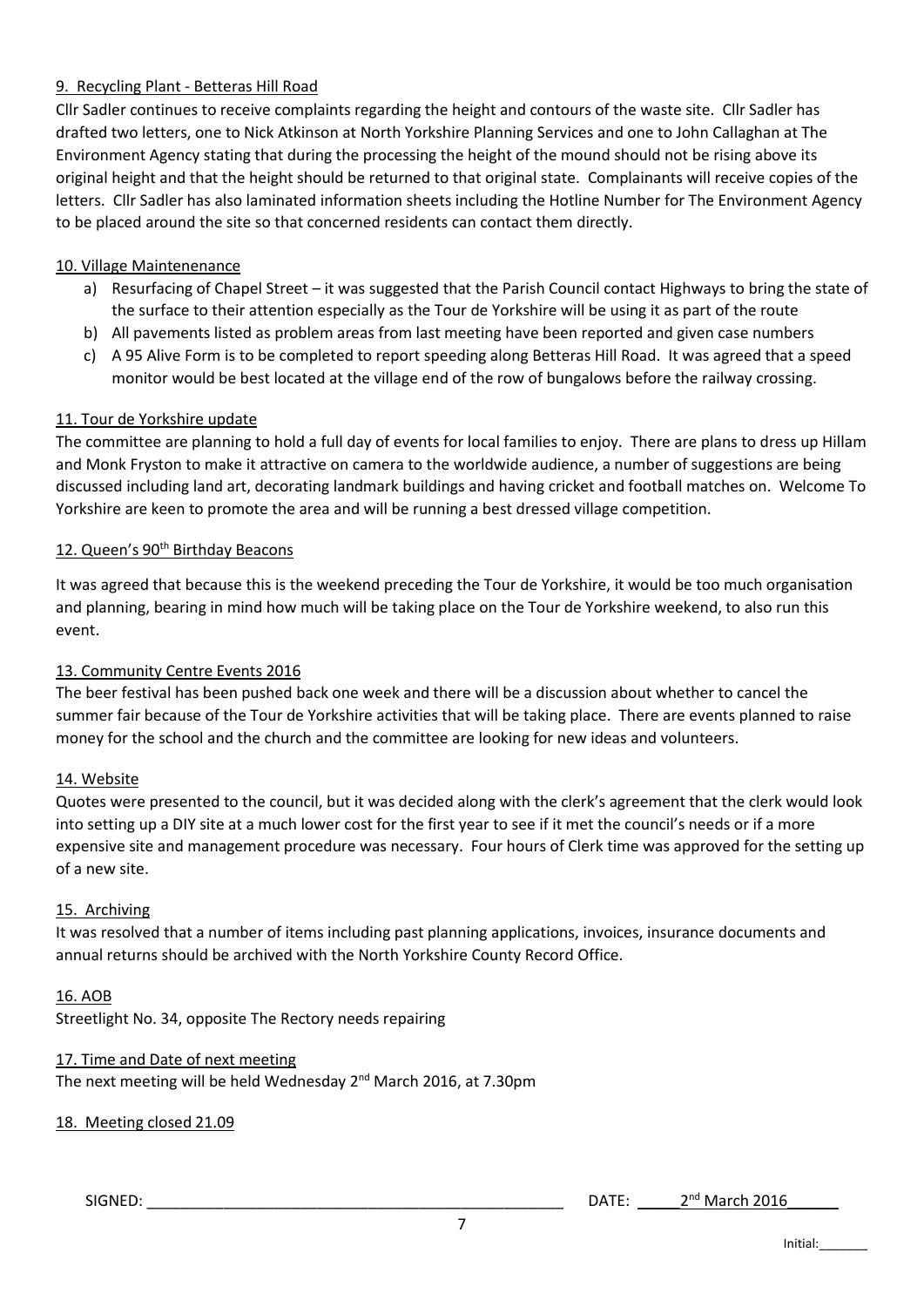9. Recycling Plant - Betteras Hill Road

Cllr Sadler continues to receive complaints regarding the height and contours of the waste site. Cllr Sadler has drafted two letters, one to Nick Atkinson at North Yorkshire Planning Services and one to John Callaghan at The Environment Agency stating that during the processing the height of the mound should not be rising above its original height and that the height should be returned to that original state. Complainants will receive copies of the letters. Cllr Sadler has also laminated information sheets including the Hotline Number for The Environment Agency to be placed around the site so that concerned residents can contact them directly.

10. Village Maintenenance

a) Resurfacing of Chapel Street – it was suggested that the Parish Council contact Highways to bring the state of the surface to their attention especially as the Tour de Yorkshire will be using it as part of the route
b) All pavements listed as problem areas from last meeting have been reported and given case numbers
c) A 95 Alive Form is to be completed to report speeding along Betteras Hill Road. It was agreed that a speed monitor would be best located at the village end of the row of bungalows before the railway crossing.

11. Tour de Yorkshire update

The committee are planning to hold a full day of events for local families to enjoy. There are plans to dress up Hillam and Monk Fryston to make it attractive on camera to the worldwide audience, a number of suggestions are being discussed including land art, decorating landmark buildings and having cricket and football matches on. Welcome To Yorkshire are keen to promote the area and will be running a best dressed village competition.

12. Queen's 90th Birthday Beacons

It was agreed that because this is the weekend preceding the Tour de Yorkshire, it would be too much organisation and planning, bearing in mind how much will be taking place on the Tour de Yorkshire weekend, to also run this event.

13. Community Centre Events 2016

The beer festival has been pushed back one week and there will be a discussion about whether to cancel the summer fair because of the Tour de Yorkshire activities that will be taking place. There are events planned to raise money for the school and the church and the committee are looking for new ideas and volunteers.

14. Website

Quotes were presented to the council, but it was decided along with the clerk's agreement that the clerk would look into setting up a DIY site at a much lower cost for the first year to see if it met the council's needs or if a more expensive site and management procedure was necessary. Four hours of Clerk time was approved for the setting up of a new site.

15. Archiving

It was resolved that a number of items including past planning applications, invoices, insurance documents and annual returns should be archived with the North Yorkshire County Record Office.

16. AOB

Streetlight No. 34, opposite The Rectory needs repairing

17. Time and Date of next meeting

The next meeting will be held Wednesday 2nd March 2016, at 7.30pm

18. Meeting closed 21.09

SIGNED: ___________________________________________________ DATE: _____2nd March 2016______

Initial:_______